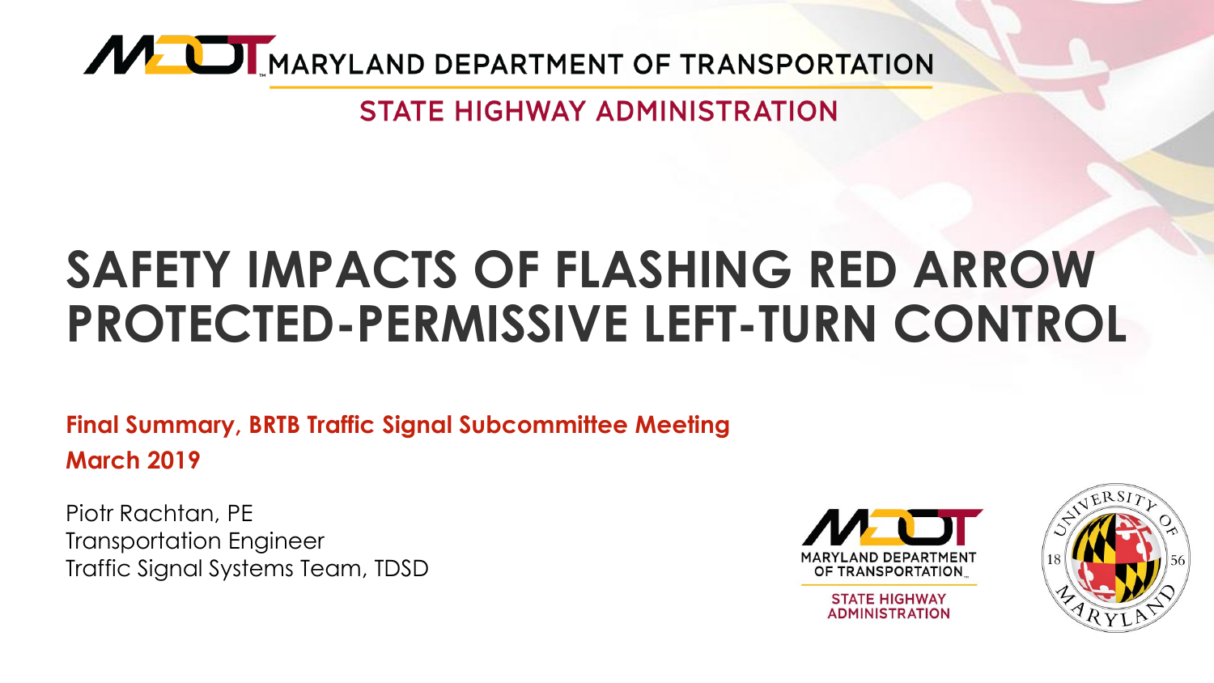MARYLAND DEPARTMENT OF TRANSPORTATION

STATE HIGHWAY ADMINISTRATION

# SAFETY IMPACTS OF FLASHING RED ARROW PROTECTED-PERMISSIVE LEFT-TURN CONTROL

**Final Summary, BRTB Traffic Signal Subcommittee Meeting**
**March 2019**

Piotr Rachtan, PE
Transportation Engineer
Traffic Signal Systems Team, TDSD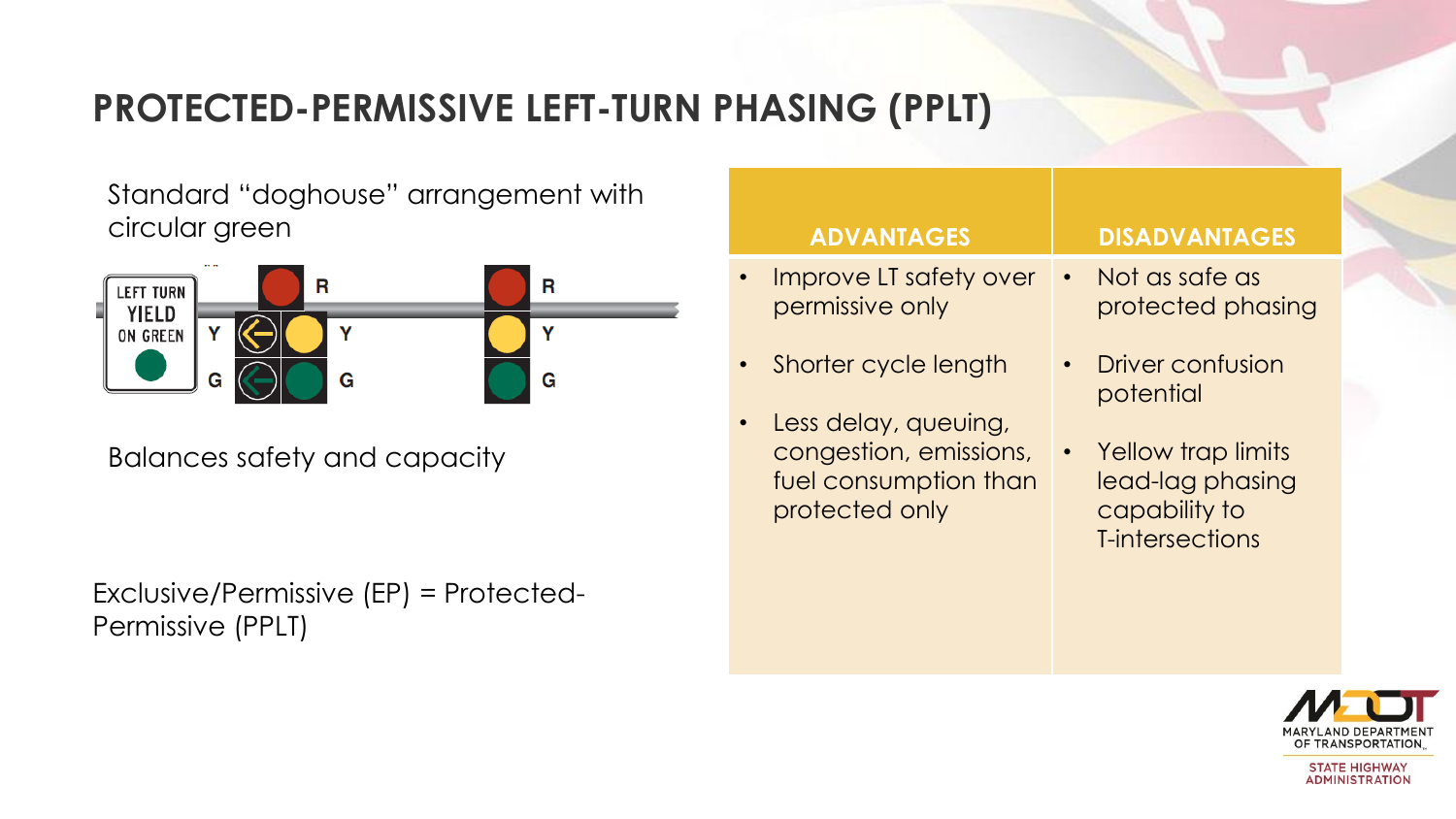# PROTECTED-PERMISSIVE LEFT-TURN PHASING (PPLT)

Standard "doghouse" arrangement with circular green

LEFT TURN YIELD ON GREEN

Balances safety and capacity

Exclusive/Permissive (EP) = Protected-Permissive (PPLT)

| ADVANTAGES | DISADVANTAGES |
| --- | --- |
| • Improve LT safety over permissive only<br>• Shorter cycle length<br>• Less delay, queuing, congestion, emissions, fuel consumption than protected only | • Not as safe as protected phasing<br>• Driver confusion potential<br>• Yellow trap limits lead-lag phasing capability to T-intersections |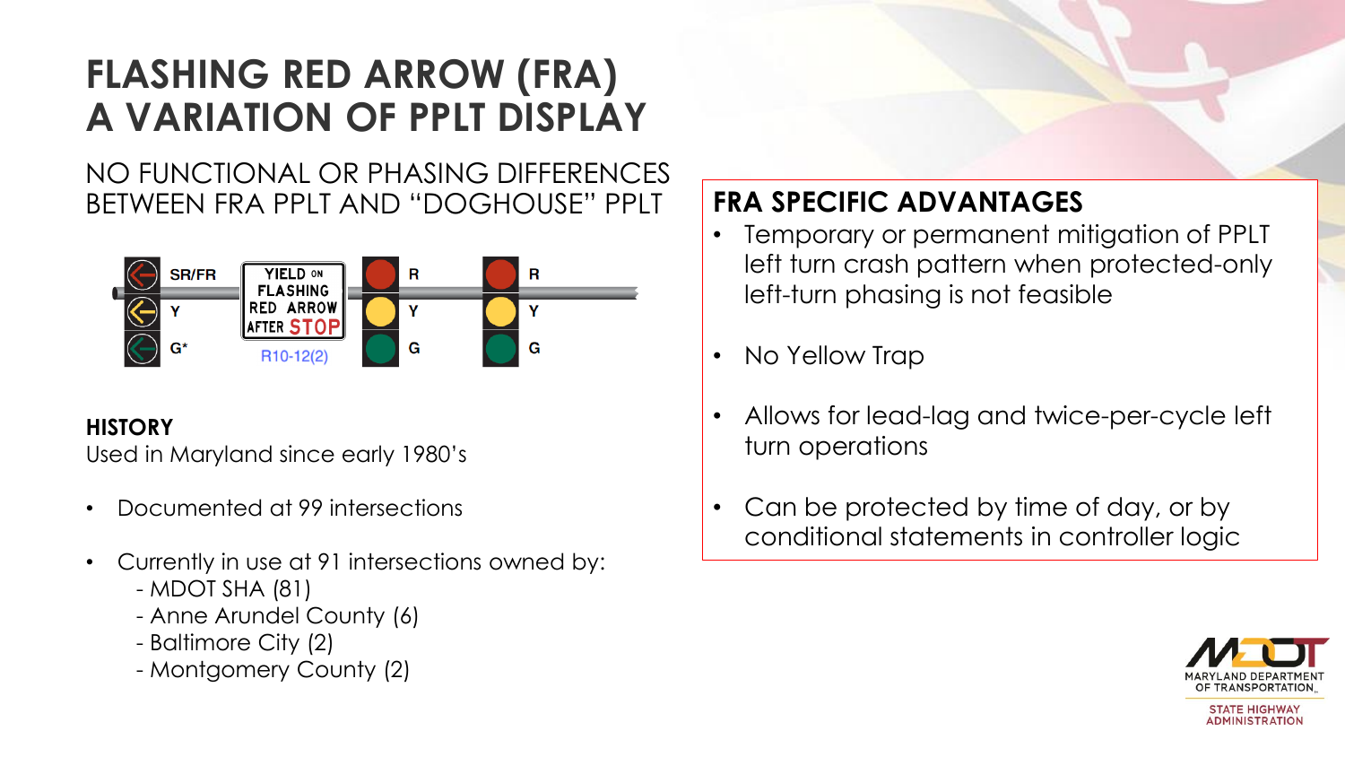# FLASHING RED ARROW (FRA) A VARIATION OF PPLT DISPLAY

NO FUNCTIONAL OR PHASING DIFFERENCES BETWEEN FRA PPLT AND "DOGHOUSE" PPLT

SR/FR
Y
G*

YIELD ON FLASHING RED ARROW AFTER STOP

R10-12(2)

R
Y
G

R
Y
G

**HISTORY**

Used in Maryland since early 1980's

- Documented at 99 intersections
- Currently in use at 91 intersections owned by:
  - MDOT SHA (81)
  - Anne Arundel County (6)
  - Baltimore City (2)
  - Montgomery County (2)

## FRA SPECIFIC ADVANTAGES

- Temporary or permanent mitigation of PPLT left turn crash pattern when protected-only left-turn phasing is not feasible
- No Yellow Trap
- Allows for lead-lag and twice-per-cycle left turn operations
- Can be protected by time of day, or by conditional statements in controller logic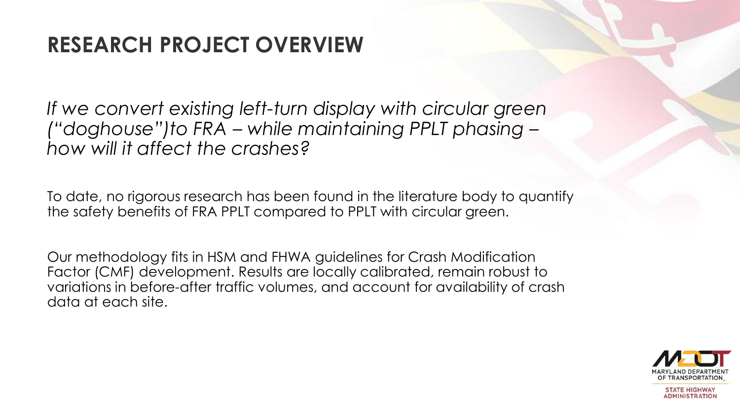# RESEARCH PROJECT OVERVIEW

*If we convert existing left-turn display with circular green ("doghouse")to FRA – while maintaining PPLT phasing – how will it affect the crashes?*

To date, no rigorous research has been found in the literature body to quantify the safety benefits of FRA PPLT compared to PPLT with circular green.

Our methodology fits in HSM and FHWA guidelines for Crash Modification Factor (CMF) development. Results are locally calibrated, remain robust to variations in before-after traffic volumes, and account for availability of crash data at each site.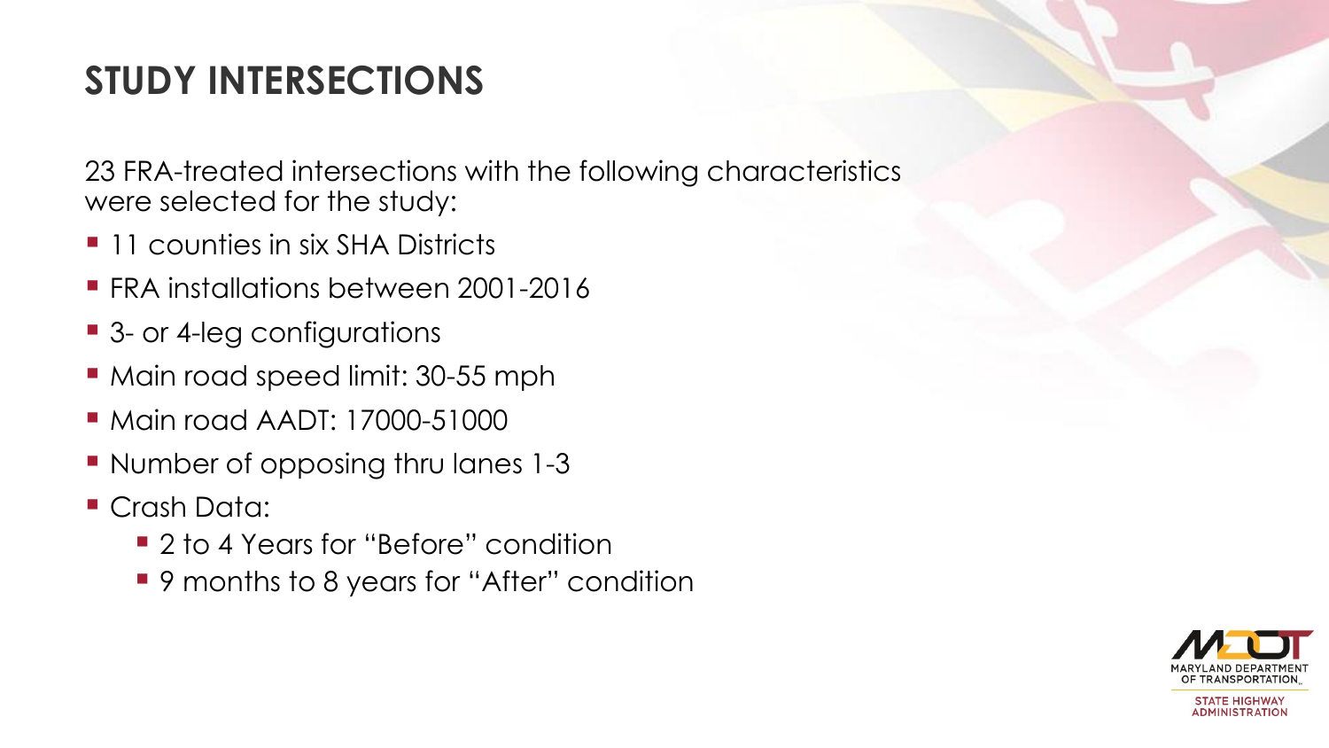# STUDY INTERSECTIONS

23 FRA-treated intersections with the following characteristics were selected for the study:

- 11 counties in six SHA Districts
- FRA installations between 2001-2016
- 3- or 4-leg configurations
- Main road speed limit: 30-55 mph
- Main road AADT: 17000-51000
- Number of opposing thru lanes 1-3
- Crash Data:
  - 2 to 4 Years for "Before" condition
  - 9 months to 8 years for "After" condition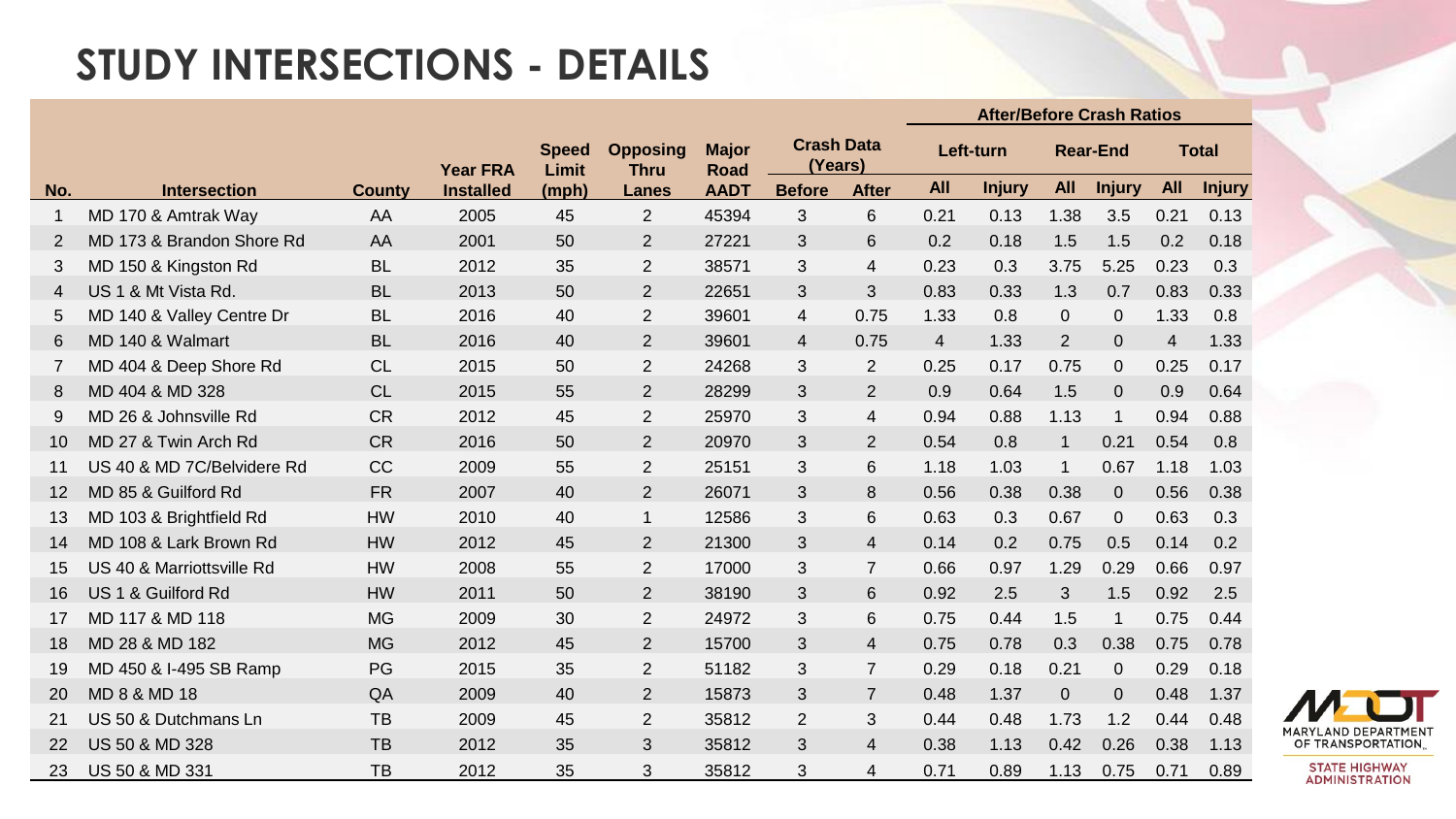# STUDY INTERSECTIONS - DETAILS

| No. | Intersection | County | Year FRA Installed | Speed Limit (mph) | Opposing Thru Lanes | Major Road AADT | Crash Data (Years) | | After/Before Crash Ratios | | | | | |
|---|---|---|---|---|---|---|---|---|---|---|---|---|---|---|
| | | | | | | | | | Left-turn | | Rear-End | | Total | |
| | | | | | | | Before | After | All | Injury | All | Injury | All | Injury |
| 1 | MD 170 & Amtrak Way | AA | 2005 | 45 | 2 | 45394 | 3 | 6 | 0.21 | 0.13 | 1.38 | 3.5 | 0.21 | 0.13 |
| 2 | MD 173 & Brandon Shore Rd | AA | 2001 | 50 | 2 | 27221 | 3 | 6 | 0.2 | 0.18 | 1.5 | 1.5 | 0.2 | 0.18 |
| 3 | MD 150 & Kingston Rd | BL | 2012 | 35 | 2 | 38571 | 3 | 4 | 0.23 | 0.3 | 3.75 | 5.25 | 0.23 | 0.3 |
| 4 | US 1 & Mt Vista Rd. | BL | 2013 | 50 | 2 | 22651 | 3 | 3 | 0.83 | 0.33 | 1.3 | 0.7 | 0.83 | 0.33 |
| 5 | MD 140 & Valley Centre Dr | BL | 2016 | 40 | 2 | 39601 | 4 | 0.75 | 1.33 | 0.8 | 0 | 0 | 1.33 | 0.8 |
| 6 | MD 140 & Walmart | BL | 2016 | 40 | 2 | 39601 | 4 | 0.75 | 4 | 1.33 | 2 | 0 | 4 | 1.33 |
| 7 | MD 404 & Deep Shore Rd | CL | 2015 | 50 | 2 | 24268 | 3 | 2 | 0.25 | 0.17 | 0.75 | 0 | 0.25 | 0.17 |
| 8 | MD 404 & MD 328 | CL | 2015 | 55 | 2 | 28299 | 3 | 2 | 0.9 | 0.64 | 1.5 | 0 | 0.9 | 0.64 |
| 9 | MD 26 & Johnsville Rd | CR | 2012 | 45 | 2 | 25970 | 3 | 4 | 0.94 | 0.88 | 1.13 | 1 | 0.94 | 0.88 |
| 10 | MD 27 & Twin Arch Rd | CR | 2016 | 50 | 2 | 20970 | 3 | 2 | 0.54 | 0.8 | 1 | 0.21 | 0.54 | 0.8 |
| 11 | US 40 & MD 7C/Belvidere Rd | CC | 2009 | 55 | 2 | 25151 | 3 | 6 | 1.18 | 1.03 | 1 | 0.67 | 1.18 | 1.03 |
| 12 | MD 85 & Guilford Rd | FR | 2007 | 40 | 2 | 26071 | 3 | 8 | 0.56 | 0.38 | 0.38 | 0 | 0.56 | 0.38 |
| 13 | MD 103 & Brightfield Rd | HW | 2010 | 40 | 1 | 12586 | 3 | 6 | 0.63 | 0.3 | 0.67 | 0 | 0.63 | 0.3 |
| 14 | MD 108 & Lark Brown Rd | HW | 2012 | 45 | 2 | 21300 | 3 | 4 | 0.14 | 0.2 | 0.75 | 0.5 | 0.14 | 0.2 |
| 15 | US 40 & Marriottsville Rd | HW | 2008 | 55 | 2 | 17000 | 3 | 7 | 0.66 | 0.97 | 1.29 | 0.29 | 0.66 | 0.97 |
| 16 | US 1 & Guilford Rd | HW | 2011 | 50 | 2 | 38190 | 3 | 6 | 0.92 | 2.5 | 3 | 1.5 | 0.92 | 2.5 |
| 17 | MD 117 & MD 118 | MG | 2009 | 30 | 2 | 24972 | 3 | 6 | 0.75 | 0.44 | 1.5 | 1 | 0.75 | 0.44 |
| 18 | MD 28 & MD 182 | MG | 2012 | 45 | 2 | 15700 | 3 | 4 | 0.75 | 0.78 | 0.3 | 0.38 | 0.75 | 0.78 |
| 19 | MD 450 & I-495 SB Ramp | PG | 2015 | 35 | 2 | 51182 | 3 | 7 | 0.29 | 0.18 | 0.21 | 0 | 0.29 | 0.18 |
| 20 | MD 8 & MD 18 | QA | 2009 | 40 | 2 | 15873 | 3 | 7 | 0.48 | 1.37 | 0 | 0 | 0.48 | 1.37 |
| 21 | US 50 & Dutchmans Ln | TB | 2009 | 45 | 2 | 35812 | 2 | 3 | 0.44 | 0.48 | 1.73 | 1.2 | 0.44 | 0.48 |
| 22 | US 50 & MD 328 | TB | 2012 | 35 | 3 | 35812 | 3 | 4 | 0.38 | 1.13 | 0.42 | 0.26 | 0.38 | 1.13 |
| 23 | US 50 & MD 331 | TB | 2012 | 35 | 3 | 35812 | 3 | 4 | 0.71 | 0.89 | 1.13 | 0.75 | 0.71 | 0.89 |

MARYLAND DEPARTMENT OF TRANSPORTATION STATE HIGHWAY ADMINISTRATION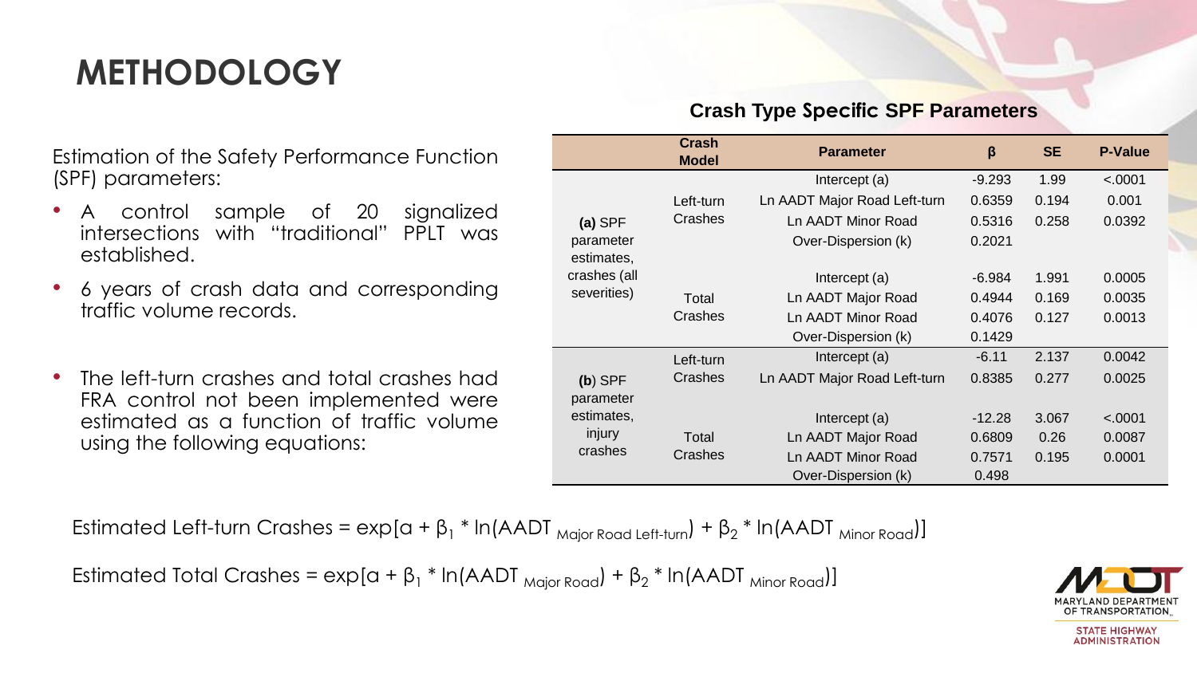# METHODOLOGY

Estimation of the Safety Performance Function (SPF) parameters:

- A control sample of 20 signalized intersections with "traditional" PPLT was established.
- 6 years of crash data and corresponding traffic volume records.
- The left-turn crashes and total crashes had FRA control not been implemented were estimated as a function of traffic volume using the following equations:

**Crash Type Specific SPF Parameters**

| | Crash Model | Parameter | β | SE | P-Value |
|---|---|---|---|---|---|
| **(a)** SPF parameter estimates, crashes (all severities) | Left-turn Crashes | Intercept (a) | -9.293 | 1.99 | <.0001 |
| | | Ln AADT Major Road Left-turn | 0.6359 | 0.194 | 0.001 |
| | | Ln AADT Minor Road | 0.5316 | 0.258 | 0.0392 |
| | | Over-Dispersion (k) | 0.2021 | | |
| | Total Crashes | Intercept (a) | -6.984 | 1.991 | 0.0005 |
| | | Ln AADT Major Road | 0.4944 | 0.169 | 0.0035 |
| | | Ln AADT Minor Road | 0.4076 | 0.127 | 0.0013 |
| | | Over-Dispersion (k) | 0.1429 | | |
| **(b)** SPF parameter estimates, injury crashes | Left-turn Crashes | Intercept (a) | -6.11 | 2.137 | 0.0042 |
| | | Ln AADT Major Road Left-turn | 0.8385 | 0.277 | 0.0025 |
| | Total Crashes | Intercept (a) | -12.28 | 3.067 | <.0001 |
| | | Ln AADT Major Road | 0.6809 | 0.26 | 0.0087 |
| | | Ln AADT Minor Road | 0.7571 | 0.195 | 0.0001 |
| | | Over-Dispersion (k) | 0.498 | | |

$$\text{Estimated Left-turn Crashes} = \exp[a + \beta_1 * \ln(AADT_{\text{Major Road Left-turn}}) + \beta_2 * \ln(AADT_{\text{Minor Road}})]$$

$$\text{Estimated Total Crashes} = \exp[a + \beta_1 * \ln(AADT_{\text{Major Road}}) + \beta_2 * \ln(AADT_{\text{Minor Road}})]$$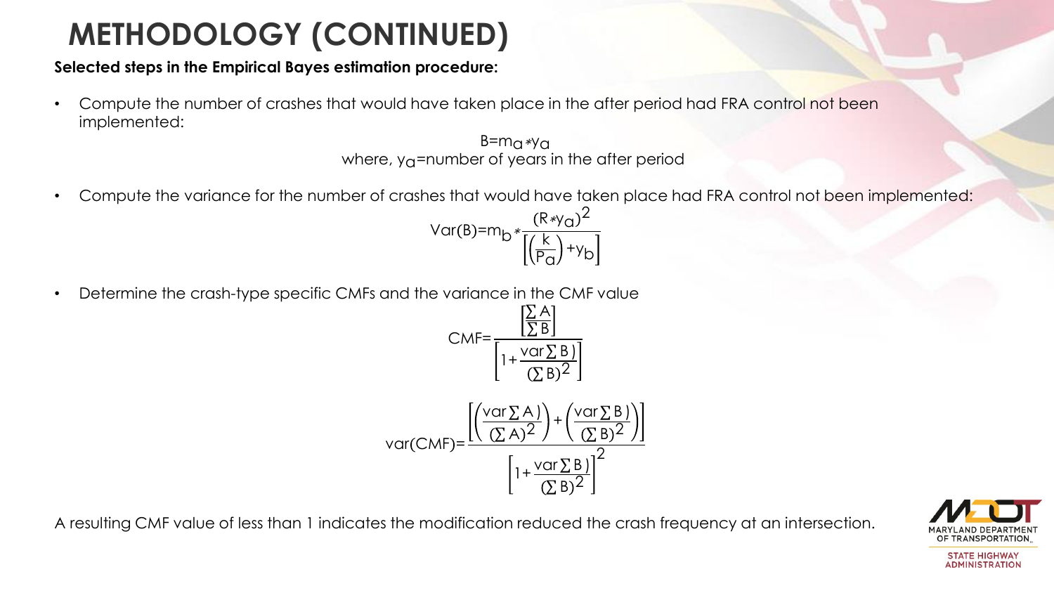# METHODOLOGY (CONTINUED)

**Selected steps in the Empirical Bayes estimation procedure:**

- Compute the number of crashes that would have taken place in the after period had FRA control not been implemented:

$$B = m_a * y_a$$

where, $y_a$=number of years in the after period

- Compute the variance for the number of crashes that would have taken place had FRA control not been implemented:

$$Var(B) = m_b * \frac{(R * y_a)^2}{\left[\left(\frac{k}{P_a}\right) + y_b\right]}$$

- Determine the crash-type specific CMFs and the variance in the CMF value

$$CMF = \frac{\left[\frac{\sum A}{\sum B}\right]}{\left[1 + \frac{var \sum B)}{(\sum B)^2}\right]}$$

$$var(CMF) = \frac{\left[\left(\frac{var \sum A)}{(\sum A)^2}\right) + \left(\frac{var \sum B)}{(\sum B)^2}\right)\right]}{\left[1 + \frac{var \sum B)}{(\sum B)^2}\right]^2}$$

A resulting CMF value of less than 1 indicates the modification reduced the crash frequency at an intersection.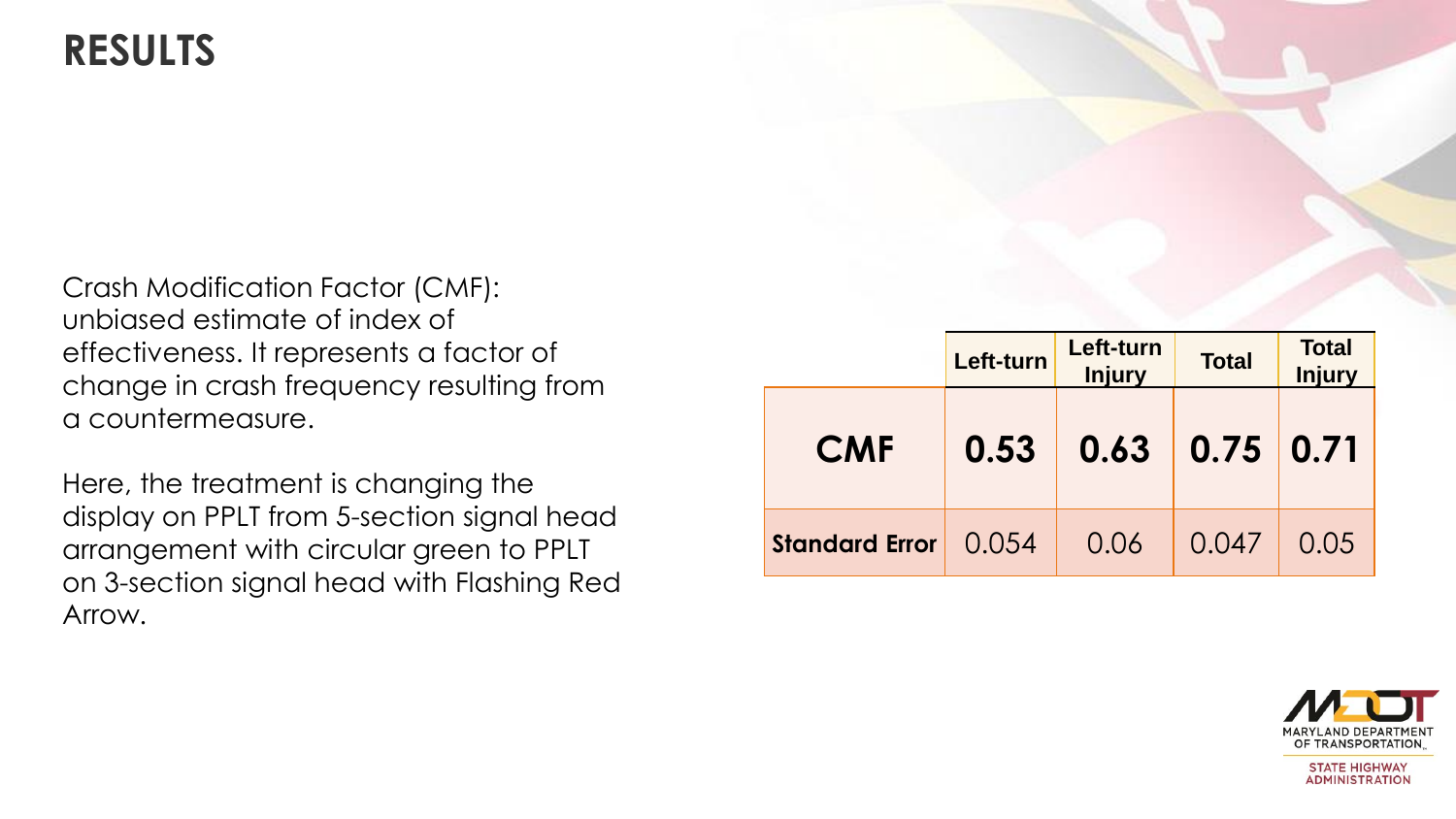# RESULTS

Crash Modification Factor (CMF): unbiased estimate of index of effectiveness. It represents a factor of change in crash frequency resulting from a countermeasure.

Here, the treatment is changing the display on PPLT from 5-section signal head arrangement with circular green to PPLT on 3-section signal head with Flashing Red Arrow.

| | Left-turn | Left-turn Injury | Total | Total Injury |
|---|---|---|---|---|
| **CMF** | **0.53** | **0.63** | **0.75** | **0.71** |
| **Standard Error** | 0.054 | 0.06 | 0.047 | 0.05 |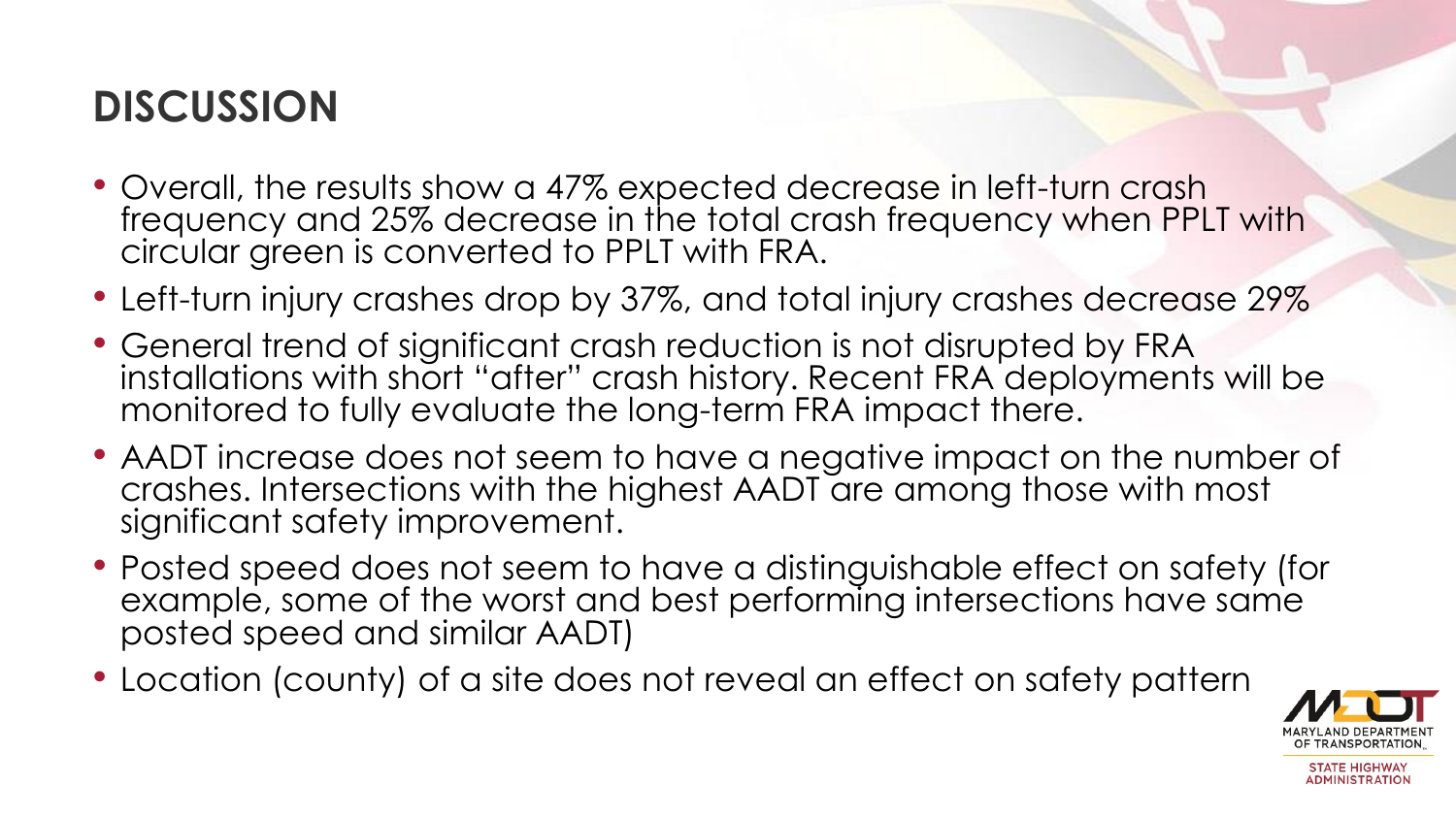# DISCUSSION

- Overall, the results show a 47% expected decrease in left-turn crash frequency and 25% decrease in the total crash frequency when PPLT with circular green is converted to PPLT with FRA.
- Left-turn injury crashes drop by 37%, and total injury crashes decrease 29%
- General trend of significant crash reduction is not disrupted by FRA installations with short "after" crash history. Recent FRA deployments will be monitored to fully evaluate the long-term FRA impact there.
- AADT increase does not seem to have a negative impact on the number of crashes. Intersections with the highest AADT are among those with most significant safety improvement.
- Posted speed does not seem to have a distinguishable effect on safety (for example, some of the worst and best performing intersections have same posted speed and similar AADT)
- Location (county) of a site does not reveal an effect on safety pattern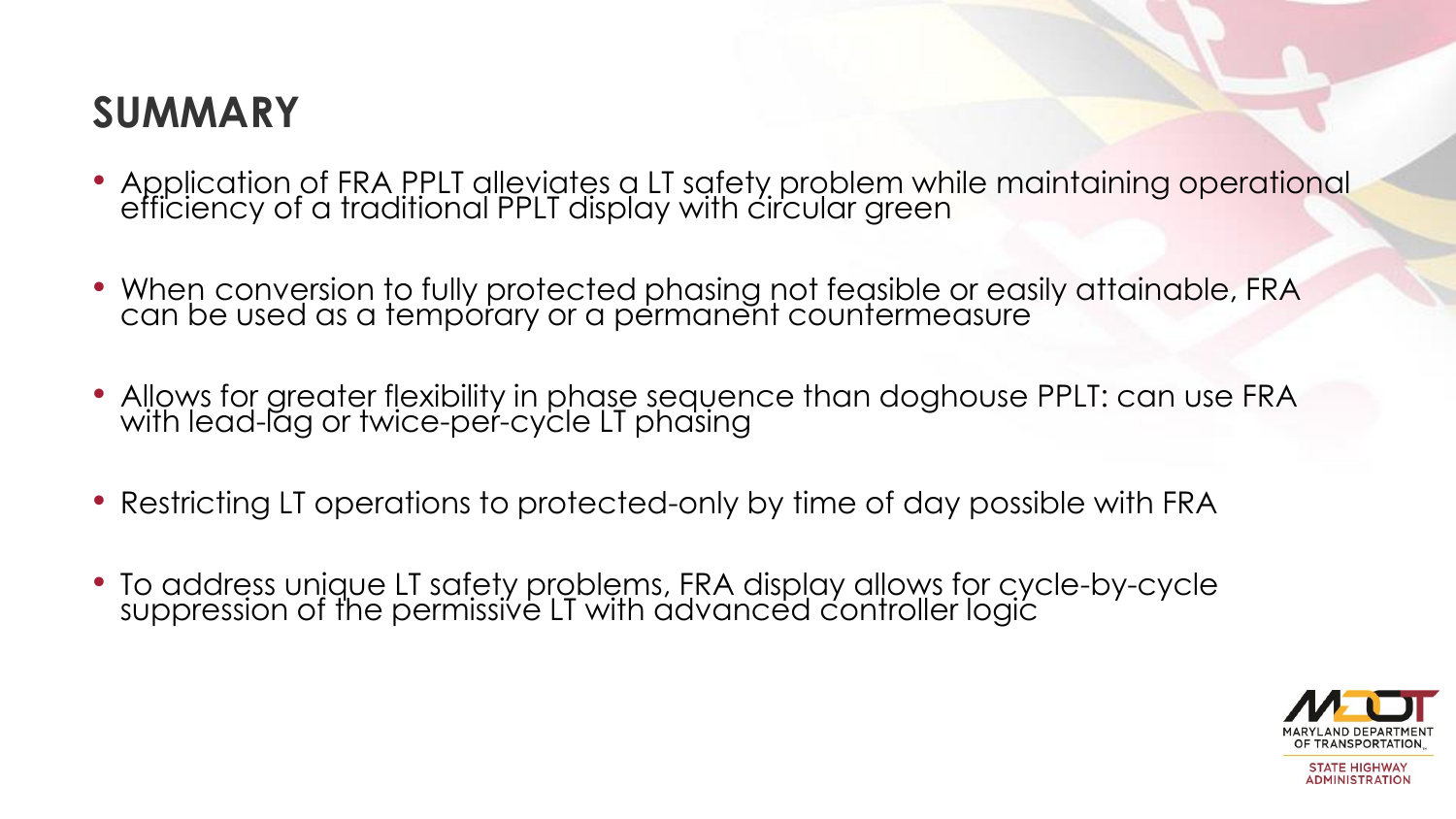# SUMMARY

- Application of FRA PPLT alleviates a LT safety problem while maintaining operational efficiency of a traditional PPLT display with circular green
- When conversion to fully protected phasing not feasible or easily attainable, FRA can be used as a temporary or a permanent countermeasure
- Allows for greater flexibility in phase sequence than doghouse PPLT: can use FRA with lead-lag or twice-per-cycle LT phasing
- Restricting LT operations to protected-only by time of day possible with FRA
- To address unique LT safety problems, FRA display allows for cycle-by-cycle suppression of the permissive LT with advanced controller logic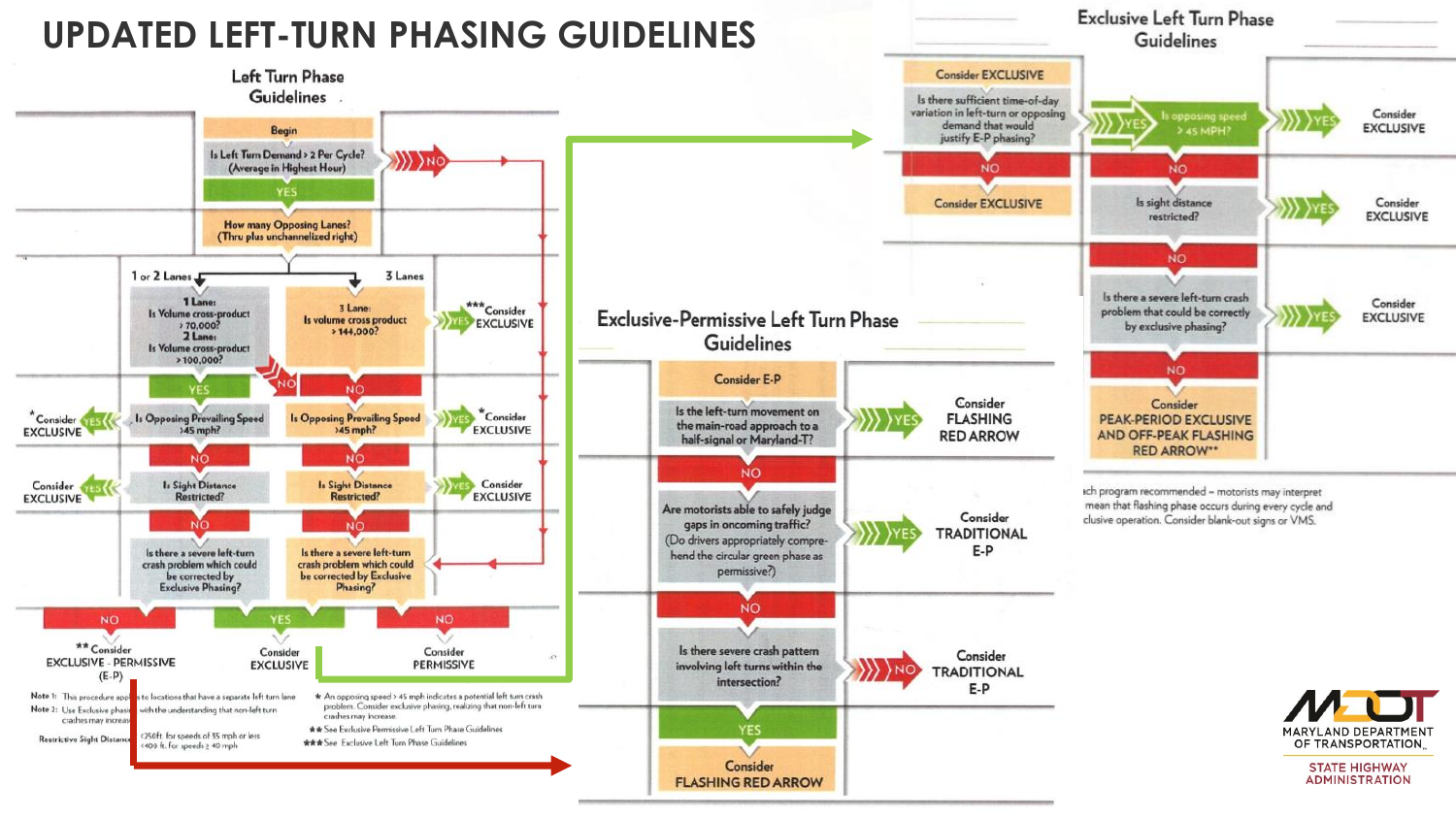# UPDATED LEFT-TURN PHASING GUIDELINES

## Left Turn Phase Guidelines

**Begin**

Is Left Turn Demand > 2 Per Cycle? (Average in Highest Hour)

- NO → Is there a severe left-turn crash problem which could be corrected by Exclusive Phasing? (3 Lanes branch)
- YES → How many Opposing Lanes? (Thru plus unchannelized right)

**1 or 2 Lanes:**

1 Lane: Is Volume cross-product > 70,000? 2 Lane: Is Volume cross-product > 100,000?

- NO → Is Opposing Prevailing Speed >45 mph? (3 Lanes branch)
- YES → Is Opposing Prevailing Speed >45 mph?
  - YES → *Consider EXCLUSIVE
  - NO → Is Sight Distance Restricted?
    - YES → Consider EXCLUSIVE
    - NO → Is there a severe left-turn crash problem which could be corrected by Exclusive Phasing?
      - NO → ** Consider EXCLUSIVE - PERMISSIVE (E-P)
      - YES → Consider EXCLUSIVE

**3 Lanes:**

3 Lane: Is volume cross product > 144,000?

- YES → ***Consider EXCLUSIVE
- NO → Is Opposing Prevailing Speed >45 mph?
  - YES → *Consider EXCLUSIVE
  - NO → Is Sight Distance Restricted?
    - YES → Consider EXCLUSIVE
    - NO → Is there a severe left-turn crash problem which could be corrected by Exclusive Phasing?
      - YES → Consider EXCLUSIVE
      - NO → Consider PERMISSIVE

Note 1: This procedure applies to locations that have a separate left turn lane

Note 2: Use Exclusive phasing with the understanding that non-left turn crashes may increase

Restrictive Sight Distance: <250ft. for speeds of 35 mph or less; <409 ft. for speeds ≥ 40 mph

\* An opposing speed > 45 mph indicates a potential left turn crash problem. Consider exclusive phasing, realizing that non-left turn crashes may increase.

\*\* See Exclusive Permissive Left Turn Phase Guidelines

\*\*\* See Exclusive Left Turn Phase Guidelines

## Exclusive-Permissive Left Turn Phase Guidelines

**Consider E-P**

Is the left-turn movement on the main-road approach to a half-signal or Maryland-T?

- YES → Consider FLASHING RED ARROW
- NO → Are motorists able to safely judge gaps in oncoming traffic? (Do drivers appropriately comprehend the circular green phase as permissive?)
  - YES → Consider TRADITIONAL E-P
  - NO → Is there severe crash pattern involving left turns within the intersection?
    - NO → Consider TRADITIONAL E-P
    - YES → Consider FLASHING RED ARROW

## Exclusive Left Turn Phase Guidelines

**Consider EXCLUSIVE**

Is there sufficient time-of-day variation in left-turn or opposing demand that would justify E-P phasing?

- NO → Consider EXCLUSIVE
- YES → Is opposing speed > 45 MPH?
  - YES → Consider EXCLUSIVE
  - NO → Is sight distance restricted?
    - YES → Consider EXCLUSIVE
    - NO → Is there a severe left-turn crash problem that could be correctly by exclusive phasing?
      - YES → Consider EXCLUSIVE
      - NO → Consider PEAK-PERIOD EXCLUSIVE AND OFF-PEAK FLASHING RED ARROW**

...ch program recommended – motorists may interpret mean that flashing phase occurs during every cycle and ...clusive operation. Consider blank-out signs or VMS.

MDOT MARYLAND DEPARTMENT OF TRANSPORTATION
STATE HIGHWAY ADMINISTRATION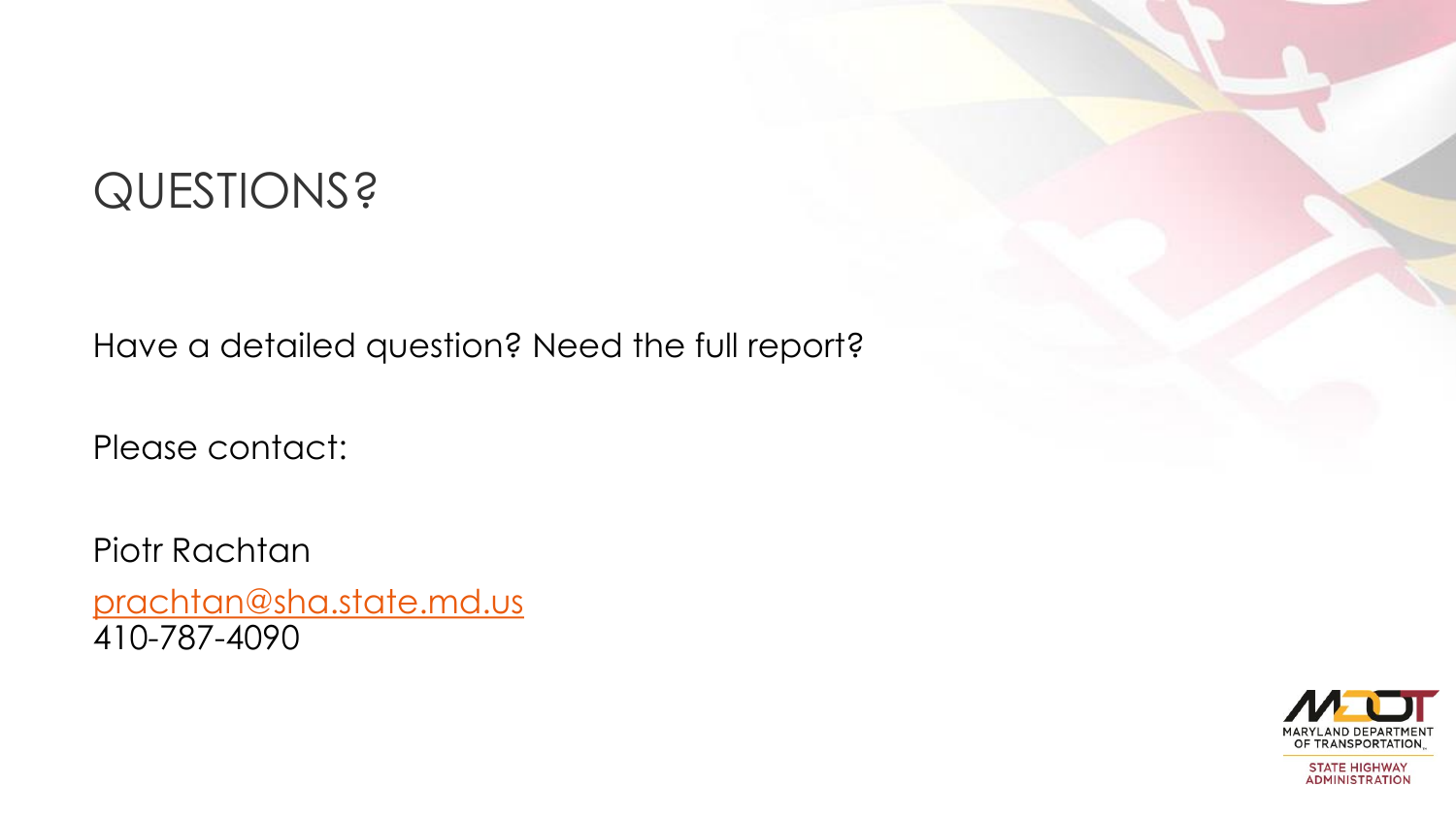# QUESTIONS?

Have a detailed question? Need the full report?

Please contact:

Piotr Rachtan
prachtan@sha.state.md.us
410-787-4090

MARYLAND DEPARTMENT OF TRANSPORTATION
STATE HIGHWAY ADMINISTRATION